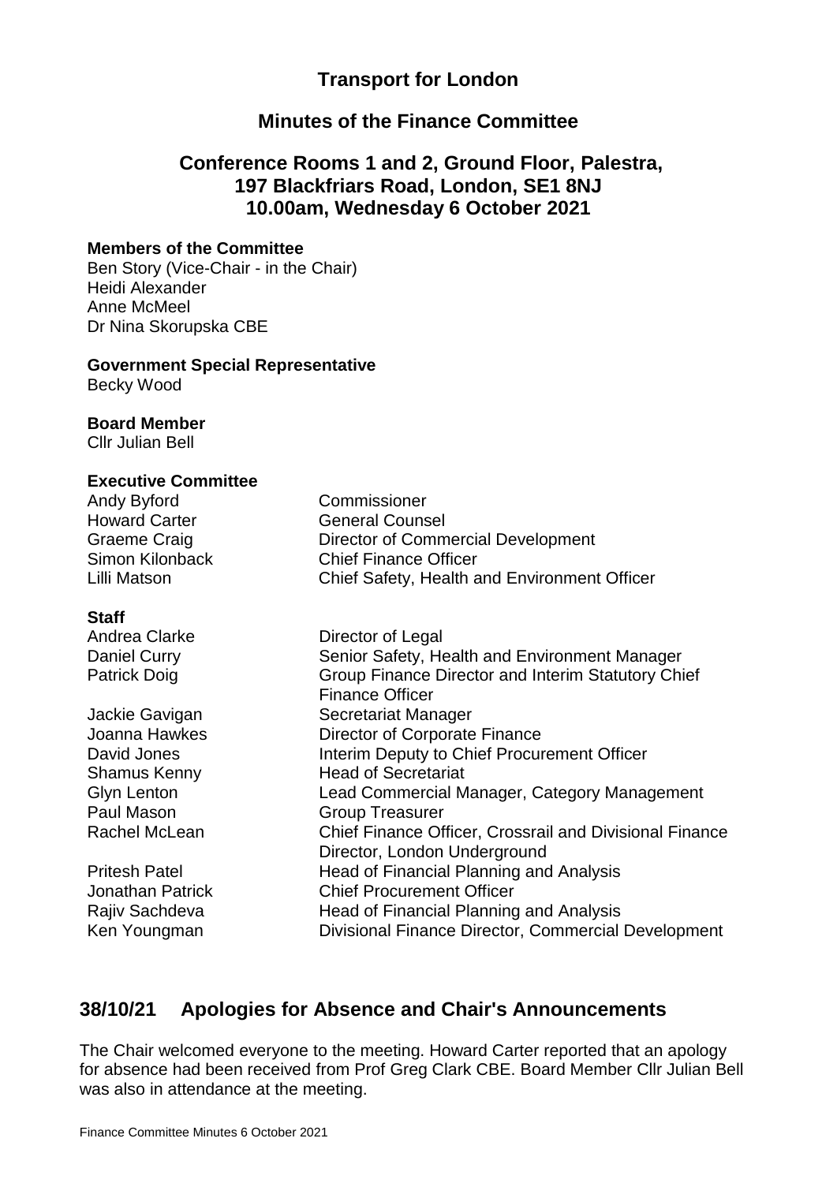# Transport for London

## Minutes of the Finance Committee

## Conference Rooms 1 and 2, Ground Floor, Palestra, 197 Blackfriars Road, London, SE1 8NJ 10.00am, Wednesday 6 October 2021

**Members of the Committee**

Ben Story (Vice-Chair - in the Chair)
Heidi Alexander
Anne McMeel
Dr Nina Skorupska CBE

**Government Special Representative**

Becky Wood

**Board Member**

Cllr Julian Bell

**Executive Committee**

| | |
|---|---|
| Andy Byford | Commissioner |
| Howard Carter | General Counsel |
| Graeme Craig | Director of Commercial Development |
| Simon Kilonback | Chief Finance Officer |
| Lilli Matson | Chief Safety, Health and Environment Officer |

**Staff**

| | |
|---|---|
| Andrea Clarke | Director of Legal |
| Daniel Curry | Senior Safety, Health and Environment Manager |
| Patrick Doig | Group Finance Director and Interim Statutory Chief Finance Officer |
| Jackie Gavigan | Secretariat Manager |
| Joanna Hawkes | Director of Corporate Finance |
| David Jones | Interim Deputy to Chief Procurement Officer |
| Shamus Kenny | Head of Secretariat |
| Glyn Lenton | Lead Commercial Manager, Category Management |
| Paul Mason | Group Treasurer |
| Rachel McLean | Chief Finance Officer, Crossrail and Divisional Finance Director, London Underground |
| Pritesh Patel | Head of Financial Planning and Analysis |
| Jonathan Patrick | Chief Procurement Officer |
| Rajiv Sachdeva | Head of Financial Planning and Analysis |
| Ken Youngman | Divisional Finance Director, Commercial Development |

## 38/10/21 Apologies for Absence and Chair's Announcements

The Chair welcomed everyone to the meeting. Howard Carter reported that an apology for absence had been received from Prof Greg Clark CBE. Board Member Cllr Julian Bell was also in attendance at the meeting.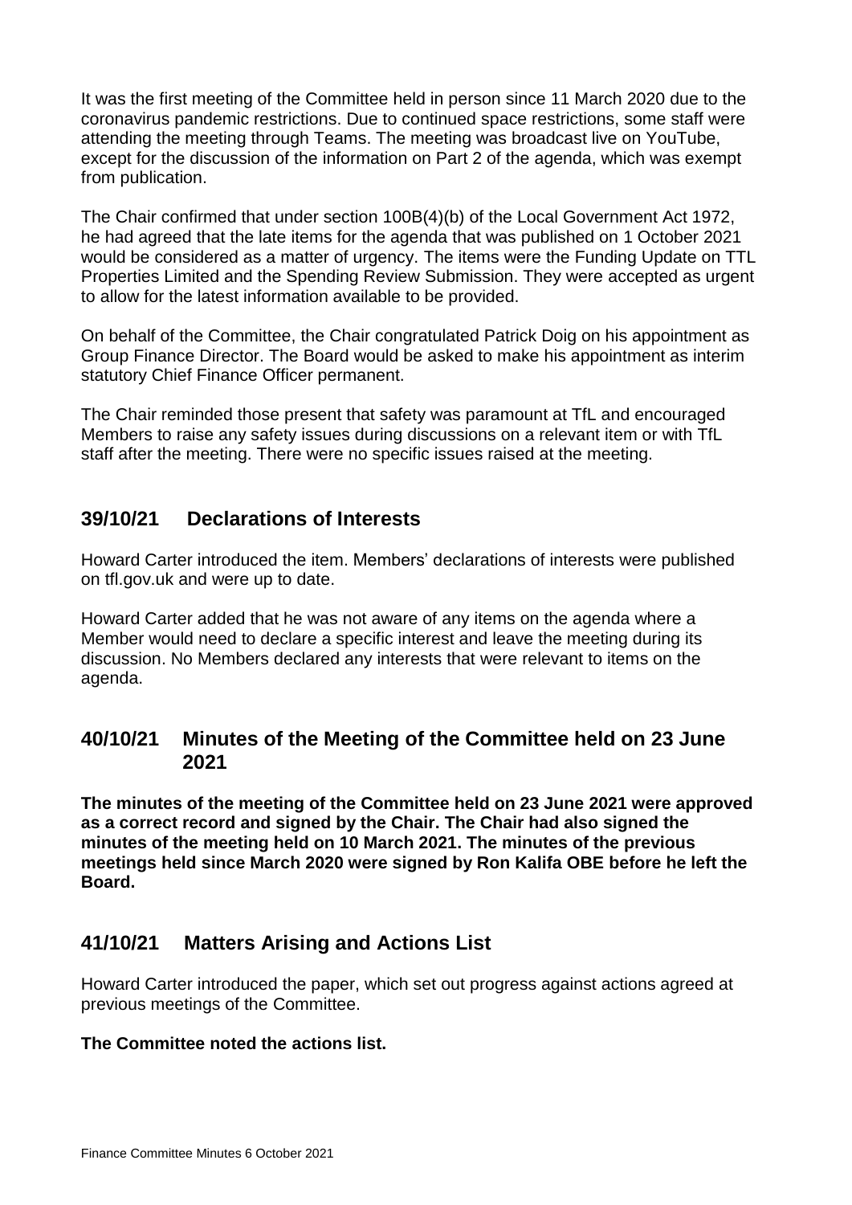It was the first meeting of the Committee held in person since 11 March 2020 due to the coronavirus pandemic restrictions. Due to continued space restrictions, some staff were attending the meeting through Teams. The meeting was broadcast live on YouTube, except for the discussion of the information on Part 2 of the agenda, which was exempt from publication.

The Chair confirmed that under section 100B(4)(b) of the Local Government Act 1972, he had agreed that the late items for the agenda that was published on 1 October 2021 would be considered as a matter of urgency. The items were the Funding Update on TTL Properties Limited and the Spending Review Submission. They were accepted as urgent to allow for the latest information available to be provided.

On behalf of the Committee, the Chair congratulated Patrick Doig on his appointment as Group Finance Director. The Board would be asked to make his appointment as interim statutory Chief Finance Officer permanent.

The Chair reminded those present that safety was paramount at TfL and encouraged Members to raise any safety issues during discussions on a relevant item or with TfL staff after the meeting. There were no specific issues raised at the meeting.

## 39/10/21 Declarations of Interests

Howard Carter introduced the item. Members' declarations of interests were published on tfl.gov.uk and were up to date.

Howard Carter added that he was not aware of any items on the agenda where a Member would need to declare a specific interest and leave the meeting during its discussion. No Members declared any interests that were relevant to items on the agenda.

## 40/10/21 Minutes of the Meeting of the Committee held on 23 June 2021

**The minutes of the meeting of the Committee held on 23 June 2021 were approved as a correct record and signed by the Chair. The Chair had also signed the minutes of the meeting held on 10 March 2021. The minutes of the previous meetings held since March 2020 were signed by Ron Kalifa OBE before he left the Board.**

## 41/10/21 Matters Arising and Actions List

Howard Carter introduced the paper, which set out progress against actions agreed at previous meetings of the Committee.

**The Committee noted the actions list.**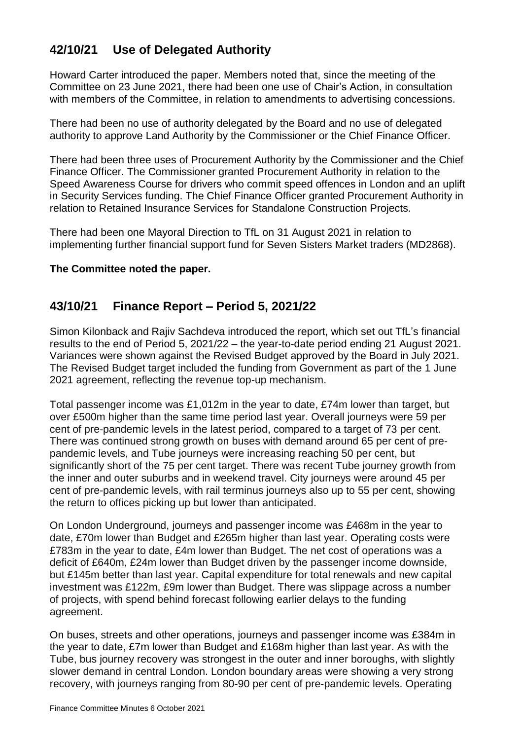## 42/10/21 Use of Delegated Authority

Howard Carter introduced the paper. Members noted that, since the meeting of the Committee on 23 June 2021, there had been one use of Chair's Action, in consultation with members of the Committee, in relation to amendments to advertising concessions.

There had been no use of authority delegated by the Board and no use of delegated authority to approve Land Authority by the Commissioner or the Chief Finance Officer.

There had been three uses of Procurement Authority by the Commissioner and the Chief Finance Officer. The Commissioner granted Procurement Authority in relation to the Speed Awareness Course for drivers who commit speed offences in London and an uplift in Security Services funding. The Chief Finance Officer granted Procurement Authority in relation to Retained Insurance Services for Standalone Construction Projects.

There had been one Mayoral Direction to TfL on 31 August 2021 in relation to implementing further financial support fund for Seven Sisters Market traders (MD2868).

**The Committee noted the paper.**

## 43/10/21 Finance Report – Period 5, 2021/22

Simon Kilonback and Rajiv Sachdeva introduced the report, which set out TfL's financial results to the end of Period 5, 2021/22 – the year-to-date period ending 21 August 2021. Variances were shown against the Revised Budget approved by the Board in July 2021. The Revised Budget target included the funding from Government as part of the 1 June 2021 agreement, reflecting the revenue top-up mechanism.

Total passenger income was £1,012m in the year to date, £74m lower than target, but over £500m higher than the same time period last year. Overall journeys were 59 per cent of pre-pandemic levels in the latest period, compared to a target of 73 per cent. There was continued strong growth on buses with demand around 65 per cent of pre-pandemic levels, and Tube journeys were increasing reaching 50 per cent, but significantly short of the 75 per cent target. There was recent Tube journey growth from the inner and outer suburbs and in weekend travel. City journeys were around 45 per cent of pre-pandemic levels, with rail terminus journeys also up to 55 per cent, showing the return to offices picking up but lower than anticipated.

On London Underground, journeys and passenger income was £468m in the year to date, £70m lower than Budget and £265m higher than last year. Operating costs were £783m in the year to date, £4m lower than Budget. The net cost of operations was a deficit of £640m, £24m lower than Budget driven by the passenger income downside, but £145m better than last year. Capital expenditure for total renewals and new capital investment was £122m, £9m lower than Budget. There was slippage across a number of projects, with spend behind forecast following earlier delays to the funding agreement.

On buses, streets and other operations, journeys and passenger income was £384m in the year to date, £7m lower than Budget and £168m higher than last year. As with the Tube, bus journey recovery was strongest in the outer and inner boroughs, with slightly slower demand in central London. London boundary areas were showing a very strong recovery, with journeys ranging from 80-90 per cent of pre-pandemic levels. Operating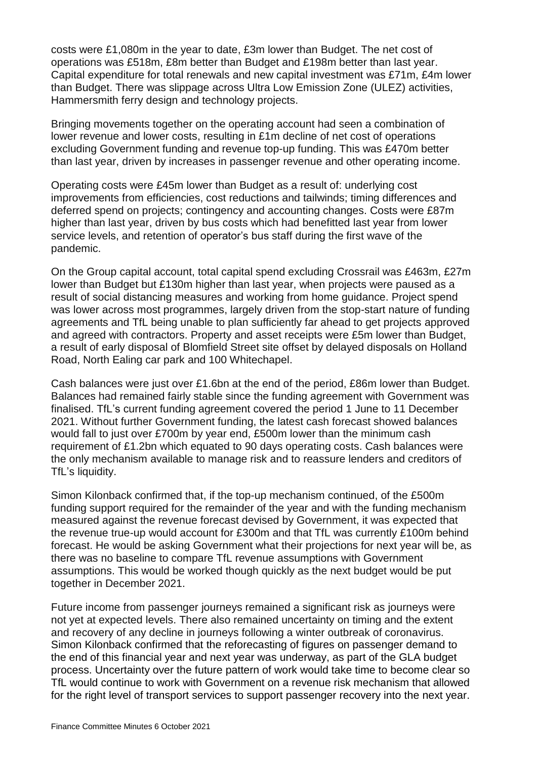costs were £1,080m in the year to date, £3m lower than Budget. The net cost of operations was £518m, £8m better than Budget and £198m better than last year. Capital expenditure for total renewals and new capital investment was £71m, £4m lower than Budget. There was slippage across Ultra Low Emission Zone (ULEZ) activities, Hammersmith ferry design and technology projects.

Bringing movements together on the operating account had seen a combination of lower revenue and lower costs, resulting in £1m decline of net cost of operations excluding Government funding and revenue top-up funding. This was £470m better than last year, driven by increases in passenger revenue and other operating income.

Operating costs were £45m lower than Budget as a result of: underlying cost improvements from efficiencies, cost reductions and tailwinds; timing differences and deferred spend on projects; contingency and accounting changes. Costs were £87m higher than last year, driven by bus costs which had benefitted last year from lower service levels, and retention of operator's bus staff during the first wave of the pandemic.

On the Group capital account, total capital spend excluding Crossrail was £463m, £27m lower than Budget but £130m higher than last year, when projects were paused as a result of social distancing measures and working from home guidance. Project spend was lower across most programmes, largely driven from the stop-start nature of funding agreements and TfL being unable to plan sufficiently far ahead to get projects approved and agreed with contractors. Property and asset receipts were £5m lower than Budget, a result of early disposal of Blomfield Street site offset by delayed disposals on Holland Road, North Ealing car park and 100 Whitechapel.

Cash balances were just over £1.6bn at the end of the period, £86m lower than Budget. Balances had remained fairly stable since the funding agreement with Government was finalised. TfL's current funding agreement covered the period 1 June to 11 December 2021. Without further Government funding, the latest cash forecast showed balances would fall to just over £700m by year end, £500m lower than the minimum cash requirement of £1.2bn which equated to 90 days operating costs. Cash balances were the only mechanism available to manage risk and to reassure lenders and creditors of TfL's liquidity.

Simon Kilonback confirmed that, if the top-up mechanism continued, of the £500m funding support required for the remainder of the year and with the funding mechanism measured against the revenue forecast devised by Government, it was expected that the revenue true-up would account for £300m and that TfL was currently £100m behind forecast. He would be asking Government what their projections for next year will be, as there was no baseline to compare TfL revenue assumptions with Government assumptions. This would be worked though quickly as the next budget would be put together in December 2021.

Future income from passenger journeys remained a significant risk as journeys were not yet at expected levels. There also remained uncertainty on timing and the extent and recovery of any decline in journeys following a winter outbreak of coronavirus. Simon Kilonback confirmed that the reforecasting of figures on passenger demand to the end of this financial year and next year was underway, as part of the GLA budget process. Uncertainty over the future pattern of work would take time to become clear so TfL would continue to work with Government on a revenue risk mechanism that allowed for the right level of transport services to support passenger recovery into the next year.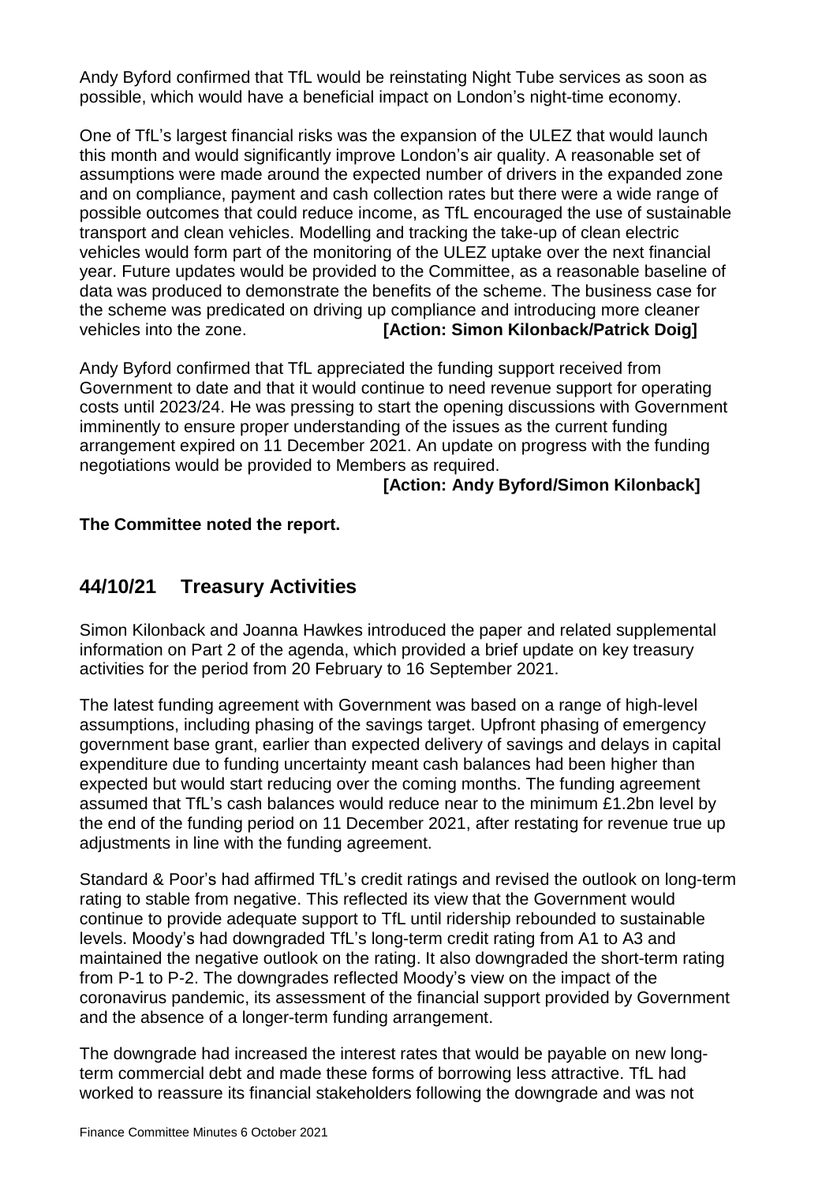Andy Byford confirmed that TfL would be reinstating Night Tube services as soon as possible, which would have a beneficial impact on London's night-time economy.

One of TfL's largest financial risks was the expansion of the ULEZ that would launch this month and would significantly improve London's air quality. A reasonable set of assumptions were made around the expected number of drivers in the expanded zone and on compliance, payment and cash collection rates but there were a wide range of possible outcomes that could reduce income, as TfL encouraged the use of sustainable transport and clean vehicles. Modelling and tracking the take-up of clean electric vehicles would form part of the monitoring of the ULEZ uptake over the next financial year. Future updates would be provided to the Committee, as a reasonable baseline of data was produced to demonstrate the benefits of the scheme. The business case for the scheme was predicated on driving up compliance and introducing more cleaner vehicles into the zone. **[Action: Simon Kilonback/Patrick Doig]**

Andy Byford confirmed that TfL appreciated the funding support received from Government to date and that it would continue to need revenue support for operating costs until 2023/24. He was pressing to start the opening discussions with Government imminently to ensure proper understanding of the issues as the current funding arrangement expired on 11 December 2021. An update on progress with the funding negotiations would be provided to Members as required.

**[Action: Andy Byford/Simon Kilonback]**

**The Committee noted the report.**

## 44/10/21 Treasury Activities

Simon Kilonback and Joanna Hawkes introduced the paper and related supplemental information on Part 2 of the agenda, which provided a brief update on key treasury activities for the period from 20 February to 16 September 2021.

The latest funding agreement with Government was based on a range of high-level assumptions, including phasing of the savings target. Upfront phasing of emergency government base grant, earlier than expected delivery of savings and delays in capital expenditure due to funding uncertainty meant cash balances had been higher than expected but would start reducing over the coming months. The funding agreement assumed that TfL's cash balances would reduce near to the minimum £1.2bn level by the end of the funding period on 11 December 2021, after restating for revenue true up adjustments in line with the funding agreement.

Standard & Poor's had affirmed TfL's credit ratings and revised the outlook on long-term rating to stable from negative. This reflected its view that the Government would continue to provide adequate support to TfL until ridership rebounded to sustainable levels. Moody's had downgraded TfL's long-term credit rating from A1 to A3 and maintained the negative outlook on the rating. It also downgraded the short-term rating from P-1 to P-2. The downgrades reflected Moody's view on the impact of the coronavirus pandemic, its assessment of the financial support provided by Government and the absence of a longer-term funding arrangement.

The downgrade had increased the interest rates that would be payable on new long-term commercial debt and made these forms of borrowing less attractive. TfL had worked to reassure its financial stakeholders following the downgrade and was not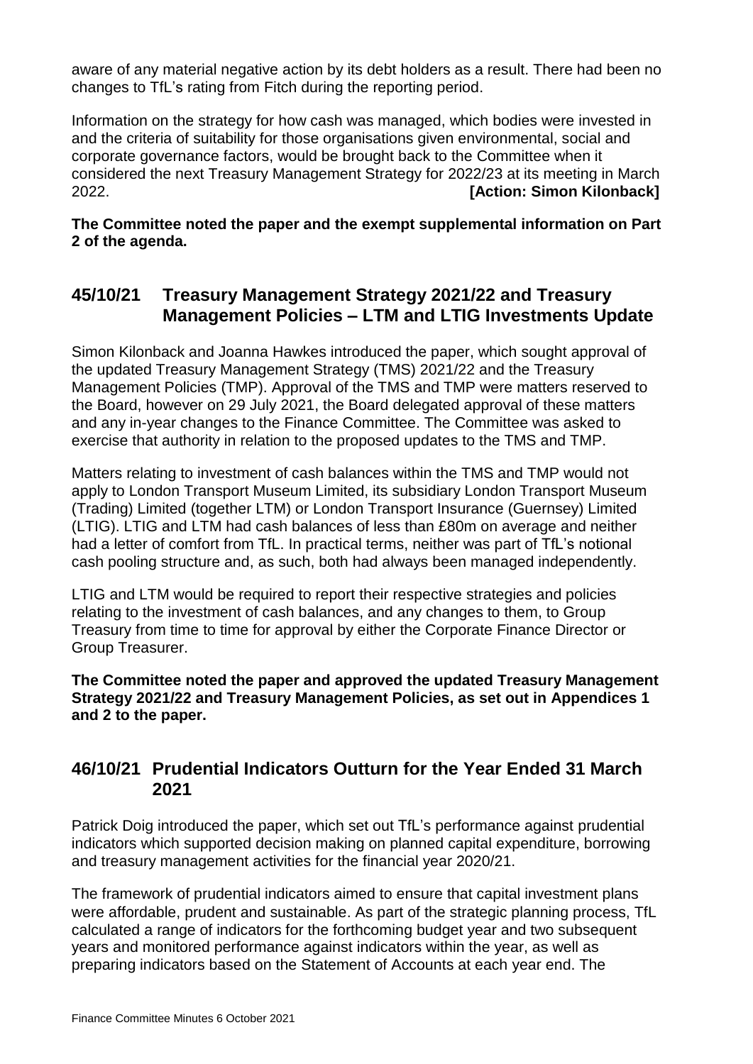aware of any material negative action by its debt holders as a result. There had been no changes to TfL's rating from Fitch during the reporting period.

Information on the strategy for how cash was managed, which bodies were invested in and the criteria of suitability for those organisations given environmental, social and corporate governance factors, would be brought back to the Committee when it considered the next Treasury Management Strategy for 2022/23 at its meeting in March 2022. **[Action: Simon Kilonback]**

**The Committee noted the paper and the exempt supplemental information on Part 2 of the agenda.**

## 45/10/21 Treasury Management Strategy 2021/22 and Treasury Management Policies – LTM and LTIG Investments Update

Simon Kilonback and Joanna Hawkes introduced the paper, which sought approval of the updated Treasury Management Strategy (TMS) 2021/22 and the Treasury Management Policies (TMP). Approval of the TMS and TMP were matters reserved to the Board, however on 29 July 2021, the Board delegated approval of these matters and any in-year changes to the Finance Committee. The Committee was asked to exercise that authority in relation to the proposed updates to the TMS and TMP.

Matters relating to investment of cash balances within the TMS and TMP would not apply to London Transport Museum Limited, its subsidiary London Transport Museum (Trading) Limited (together LTM) or London Transport Insurance (Guernsey) Limited (LTIG). LTIG and LTM had cash balances of less than £80m on average and neither had a letter of comfort from TfL. In practical terms, neither was part of TfL's notional cash pooling structure and, as such, both had always been managed independently.

LTIG and LTM would be required to report their respective strategies and policies relating to the investment of cash balances, and any changes to them, to Group Treasury from time to time for approval by either the Corporate Finance Director or Group Treasurer.

**The Committee noted the paper and approved the updated Treasury Management Strategy 2021/22 and Treasury Management Policies, as set out in Appendices 1 and 2 to the paper.**

## 46/10/21 Prudential Indicators Outturn for the Year Ended 31 March 2021

Patrick Doig introduced the paper, which set out TfL's performance against prudential indicators which supported decision making on planned capital expenditure, borrowing and treasury management activities for the financial year 2020/21.

The framework of prudential indicators aimed to ensure that capital investment plans were affordable, prudent and sustainable. As part of the strategic planning process, TfL calculated a range of indicators for the forthcoming budget year and two subsequent years and monitored performance against indicators within the year, as well as preparing indicators based on the Statement of Accounts at each year end. The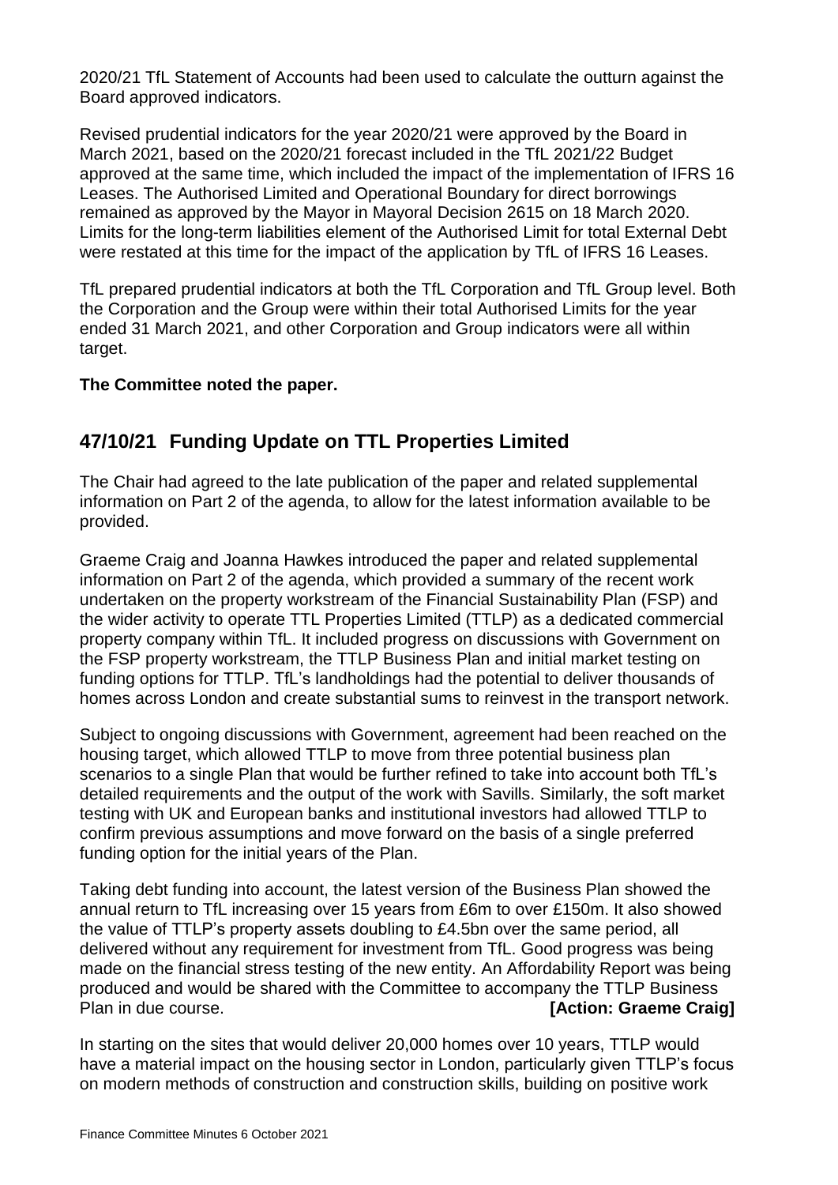2020/21 TfL Statement of Accounts had been used to calculate the outturn against the Board approved indicators.

Revised prudential indicators for the year 2020/21 were approved by the Board in March 2021, based on the 2020/21 forecast included in the TfL 2021/22 Budget approved at the same time, which included the impact of the implementation of IFRS 16 Leases. The Authorised Limited and Operational Boundary for direct borrowings remained as approved by the Mayor in Mayoral Decision 2615 on 18 March 2020. Limits for the long-term liabilities element of the Authorised Limit for total External Debt were restated at this time for the impact of the application by TfL of IFRS 16 Leases.

TfL prepared prudential indicators at both the TfL Corporation and TfL Group level. Both the Corporation and the Group were within their total Authorised Limits for the year ended 31 March 2021, and other Corporation and Group indicators were all within target.

**The Committee noted the paper.**

## 47/10/21 Funding Update on TTL Properties Limited

The Chair had agreed to the late publication of the paper and related supplemental information on Part 2 of the agenda, to allow for the latest information available to be provided.

Graeme Craig and Joanna Hawkes introduced the paper and related supplemental information on Part 2 of the agenda, which provided a summary of the recent work undertaken on the property workstream of the Financial Sustainability Plan (FSP) and the wider activity to operate TTL Properties Limited (TTLP) as a dedicated commercial property company within TfL. It included progress on discussions with Government on the FSP property workstream, the TTLP Business Plan and initial market testing on funding options for TTLP. TfL's landholdings had the potential to deliver thousands of homes across London and create substantial sums to reinvest in the transport network.

Subject to ongoing discussions with Government, agreement had been reached on the housing target, which allowed TTLP to move from three potential business plan scenarios to a single Plan that would be further refined to take into account both TfL's detailed requirements and the output of the work with Savills. Similarly, the soft market testing with UK and European banks and institutional investors had allowed TTLP to confirm previous assumptions and move forward on the basis of a single preferred funding option for the initial years of the Plan.

Taking debt funding into account, the latest version of the Business Plan showed the annual return to TfL increasing over 15 years from £6m to over £150m. It also showed the value of TTLP's property assets doubling to £4.5bn over the same period, all delivered without any requirement for investment from TfL. Good progress was being made on the financial stress testing of the new entity. An Affordability Report was being produced and would be shared with the Committee to accompany the TTLP Business Plan in due course. **[Action: Graeme Craig]**

In starting on the sites that would deliver 20,000 homes over 10 years, TTLP would have a material impact on the housing sector in London, particularly given TTLP's focus on modern methods of construction and construction skills, building on positive work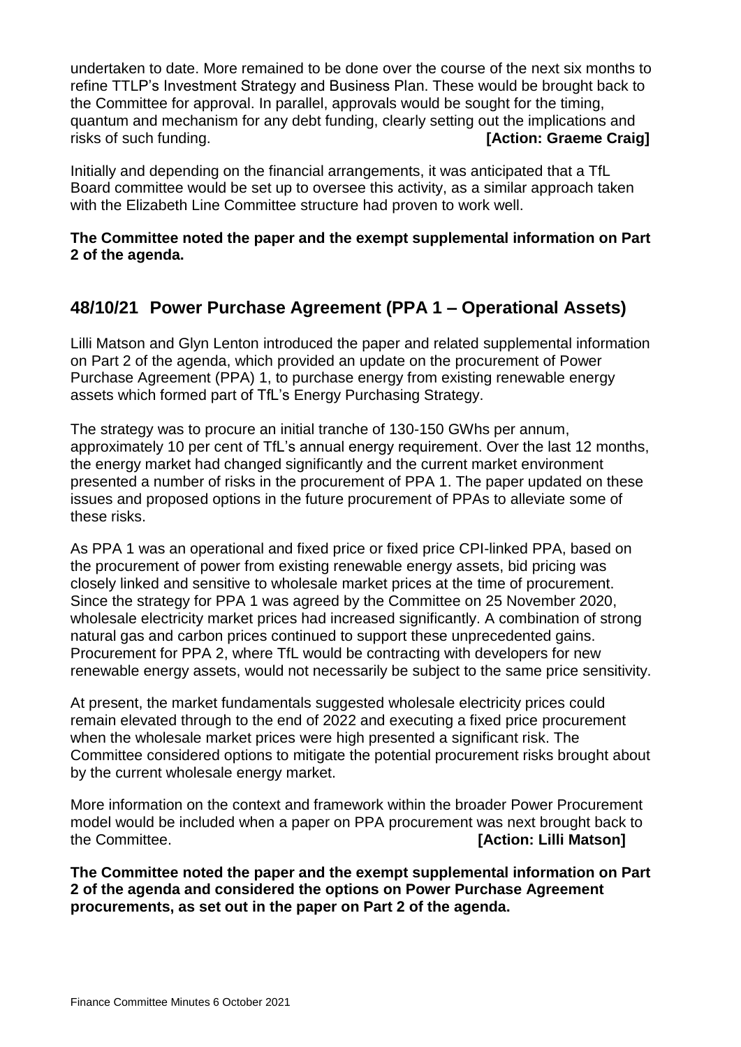undertaken to date. More remained to be done over the course of the next six months to refine TTLP's Investment Strategy and Business Plan. These would be brought back to the Committee for approval. In parallel, approvals would be sought for the timing, quantum and mechanism for any debt funding, clearly setting out the implications and risks of such funding. **[Action: Graeme Craig]**

Initially and depending on the financial arrangements, it was anticipated that a TfL Board committee would be set up to oversee this activity, as a similar approach taken with the Elizabeth Line Committee structure had proven to work well.

**The Committee noted the paper and the exempt supplemental information on Part 2 of the agenda.**

## 48/10/21 Power Purchase Agreement (PPA 1 – Operational Assets)

Lilli Matson and Glyn Lenton introduced the paper and related supplemental information on Part 2 of the agenda, which provided an update on the procurement of Power Purchase Agreement (PPA) 1, to purchase energy from existing renewable energy assets which formed part of TfL's Energy Purchasing Strategy.

The strategy was to procure an initial tranche of 130-150 GWhs per annum, approximately 10 per cent of TfL's annual energy requirement. Over the last 12 months, the energy market had changed significantly and the current market environment presented a number of risks in the procurement of PPA 1. The paper updated on these issues and proposed options in the future procurement of PPAs to alleviate some of these risks.

As PPA 1 was an operational and fixed price or fixed price CPI-linked PPA, based on the procurement of power from existing renewable energy assets, bid pricing was closely linked and sensitive to wholesale market prices at the time of procurement. Since the strategy for PPA 1 was agreed by the Committee on 25 November 2020, wholesale electricity market prices had increased significantly. A combination of strong natural gas and carbon prices continued to support these unprecedented gains. Procurement for PPA 2, where TfL would be contracting with developers for new renewable energy assets, would not necessarily be subject to the same price sensitivity.

At present, the market fundamentals suggested wholesale electricity prices could remain elevated through to the end of 2022 and executing a fixed price procurement when the wholesale market prices were high presented a significant risk. The Committee considered options to mitigate the potential procurement risks brought about by the current wholesale energy market.

More information on the context and framework within the broader Power Procurement model would be included when a paper on PPA procurement was next brought back to the Committee. **[Action: Lilli Matson]**

**The Committee noted the paper and the exempt supplemental information on Part 2 of the agenda and considered the options on Power Purchase Agreement procurements, as set out in the paper on Part 2 of the agenda.**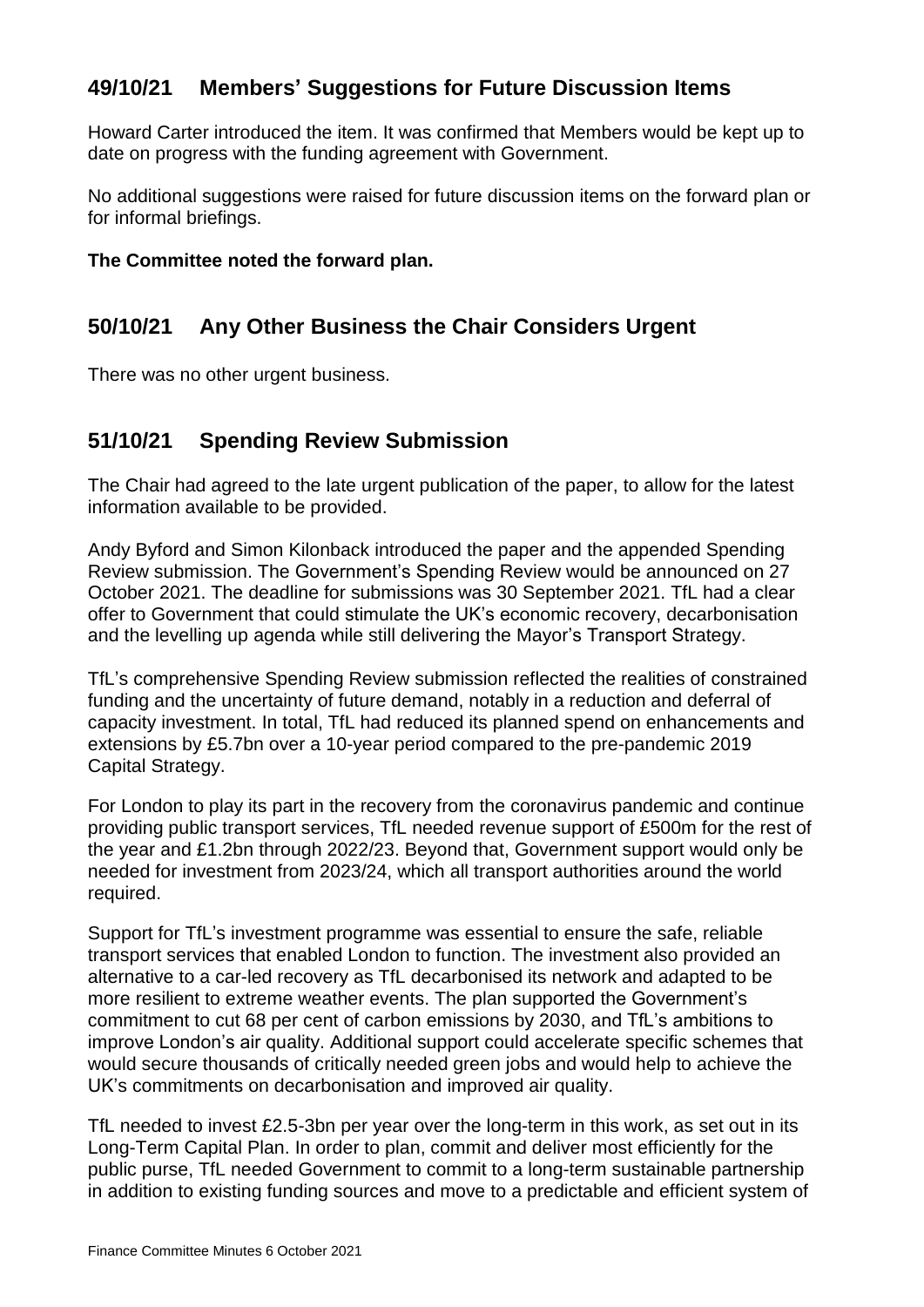## 49/10/21 Members' Suggestions for Future Discussion Items

Howard Carter introduced the item. It was confirmed that Members would be kept up to date on progress with the funding agreement with Government.

No additional suggestions were raised for future discussion items on the forward plan or for informal briefings.

**The Committee noted the forward plan.**

## 50/10/21 Any Other Business the Chair Considers Urgent

There was no other urgent business.

## 51/10/21 Spending Review Submission

The Chair had agreed to the late urgent publication of the paper, to allow for the latest information available to be provided.

Andy Byford and Simon Kilonback introduced the paper and the appended Spending Review submission. The Government's Spending Review would be announced on 27 October 2021. The deadline for submissions was 30 September 2021. TfL had a clear offer to Government that could stimulate the UK's economic recovery, decarbonisation and the levelling up agenda while still delivering the Mayor's Transport Strategy.

TfL's comprehensive Spending Review submission reflected the realities of constrained funding and the uncertainty of future demand, notably in a reduction and deferral of capacity investment. In total, TfL had reduced its planned spend on enhancements and extensions by £5.7bn over a 10-year period compared to the pre-pandemic 2019 Capital Strategy.

For London to play its part in the recovery from the coronavirus pandemic and continue providing public transport services, TfL needed revenue support of £500m for the rest of the year and £1.2bn through 2022/23. Beyond that, Government support would only be needed for investment from 2023/24, which all transport authorities around the world required.

Support for TfL's investment programme was essential to ensure the safe, reliable transport services that enabled London to function. The investment also provided an alternative to a car-led recovery as TfL decarbonised its network and adapted to be more resilient to extreme weather events. The plan supported the Government's commitment to cut 68 per cent of carbon emissions by 2030, and TfL's ambitions to improve London's air quality. Additional support could accelerate specific schemes that would secure thousands of critically needed green jobs and would help to achieve the UK's commitments on decarbonisation and improved air quality.

TfL needed to invest £2.5-3bn per year over the long-term in this work, as set out in its Long-Term Capital Plan. In order to plan, commit and deliver most efficiently for the public purse, TfL needed Government to commit to a long-term sustainable partnership in addition to existing funding sources and move to a predictable and efficient system of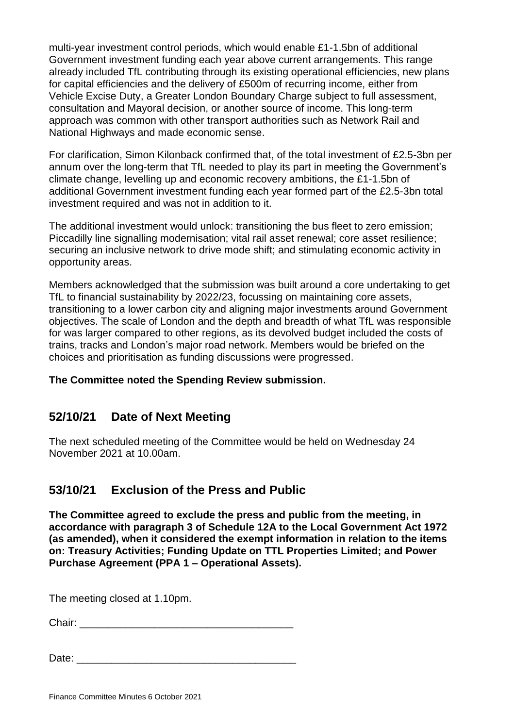multi-year investment control periods, which would enable £1-1.5bn of additional Government investment funding each year above current arrangements. This range already included TfL contributing through its existing operational efficiencies, new plans for capital efficiencies and the delivery of £500m of recurring income, either from Vehicle Excise Duty, a Greater London Boundary Charge subject to full assessment, consultation and Mayoral decision, or another source of income. This long-term approach was common with other transport authorities such as Network Rail and National Highways and made economic sense.

For clarification, Simon Kilonback confirmed that, of the total investment of £2.5-3bn per annum over the long-term that TfL needed to play its part in meeting the Government's climate change, levelling up and economic recovery ambitions, the £1-1.5bn of additional Government investment funding each year formed part of the £2.5-3bn total investment required and was not in addition to it.

The additional investment would unlock: transitioning the bus fleet to zero emission; Piccadilly line signalling modernisation; vital rail asset renewal; core asset resilience; securing an inclusive network to drive mode shift; and stimulating economic activity in opportunity areas.

Members acknowledged that the submission was built around a core undertaking to get TfL to financial sustainability by 2022/23, focussing on maintaining core assets, transitioning to a lower carbon city and aligning major investments around Government objectives. The scale of London and the depth and breadth of what TfL was responsible for was larger compared to other regions, as its devolved budget included the costs of trains, tracks and London's major road network. Members would be briefed on the choices and prioritisation as funding discussions were progressed.

**The Committee noted the Spending Review submission.**

## 52/10/21 Date of Next Meeting

The next scheduled meeting of the Committee would be held on Wednesday 24 November 2021 at 10.00am.

## 53/10/21 Exclusion of the Press and Public

**The Committee agreed to exclude the press and public from the meeting, in accordance with paragraph 3 of Schedule 12A to the Local Government Act 1972 (as amended), when it considered the exempt information in relation to the items on: Treasury Activities; Funding Update on TTL Properties Limited; and Power Purchase Agreement (PPA 1 – Operational Assets).**

The meeting closed at 1.10pm.

Chair: ___________________________________

Date: ____________________________________